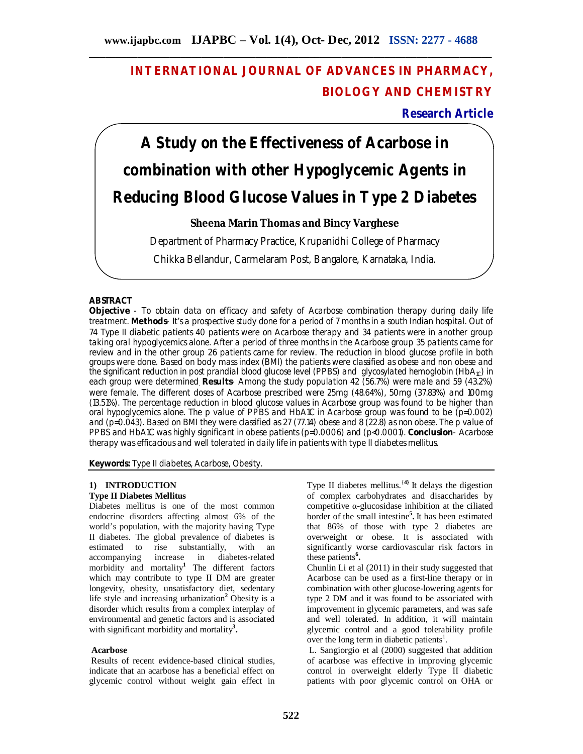# INTERNATIONAL JOURNAL OF ADVANCES IN PHARMACY, BIOLOGY AND CHEMISTRY

**Research Article**

# A Study on the Effectiveness of Acarbose in combination with other Hypoglycemic Agents in Reducing Blood Glucose Values in Type 2 Diabetes

**Sheena Marin Thomas and Bincy Varghese**

Department of Pharmacy Practice, Krupanidhi College of Pharmacy

Chikka Bellandur, Carmelaram Post, Bangalore, Karnataka, India.

## ABSTRACT

**Objective** - To obtain data on efficacy and safety of Acarbose combination therapy during daily life treatment. **Methods**- It's a prospective study done for a period of 7 months in a south Indian hospital. Out of 74 Type II diabetic patients 40 patients were on Acarbose therapy and 34 patients were in another group taking oral hypoglycemics alone. After a period of three months in the Acarbose group 35 patients came for review and in the other group 26 patients came for review. The reduction in blood glucose profile in both groups were done. Based on body mass index (BMI) the patients were classified as obese and non obese and the significant reduction in post prandial blood glucose level (PPBS) and glycosylated hemoglobin ($HbA_{1C}$) in each group were determined. **Results**- Among the study population 42 (56.7%) were male and 59 (43.2%) were female. The different doses of Acarbose prescribed were 25mg (48.64%), 50mg (37.83%) and 100mg (13.51%). The percentage reduction in blood glucose values in Acarbose group was found to be higher than oral hypoglycemics alone. The p value of PPBS and HbA1C in Acarbose group was found to be ($p=0.002$) and ($p=0.043$). Based on BMI they were classified as 27 (77.14) obese and 8 (22.8) as non obese. The p value of PPBS and HbA1C was highly significant in obese patients ($p=0.0006$) and ($p<0.0001$). **Conclusion**- Acarbose therapy was efficacious and well tolerated in daily life in patients with type II diabetes mellitus.

**Keywords:** Type II diabetes, Acarbose, Obesity.

## 1) INTRODUCTION

### Type II Diabetes Mellitus

Diabetes mellitus is one of the most common endocrine disorders affecting almost 6% of the world's population, with the majority having Type II diabetes. The global prevalence of diabetes is estimated to rise substantially, with an accompanying increase in diabetes-related morbidity and mortality[1] The different factors which may contribute to type II DM are greater longevity, obesity, unsatisfactory diet, sedentary life style and increasing urbanization[2] Obesity is a disorder which results from a complex interplay of environmental and genetic factors and is associated with significant morbidity and mortality[3].

### Acarbose

Results of recent evidence-based clinical studies, indicate that an acarbose has a beneficial effect on glycemic control without weight gain effect in Type II diabetes mellitus.[4] It delays the digestion of complex carbohydrates and disaccharides by competitive α-glucosidase inhibition at the ciliated border of the small intestine[5]. It has been estimated that 86% of those with type 2 diabetes are overweight or obese. It is associated with significantly worse cardiovascular risk factors in these patients[6].

Chunlin Li et al (2011) in their study suggested that Acarbose can be used as a first-line therapy or in combination with other glucose-lowering agents for type 2 DM and it was found to be associated with improvement in glycemic parameters, and was safe and well tolerated. In addition, it will maintain glycemic control and a good tolerability profile over the long term in diabetic patients[1].

L. Sangiorgio et al (2000) suggested that addition of acarbose was effective in improving glycemic control in overweight elderly Type II diabetic patients with poor glycemic control on OHA or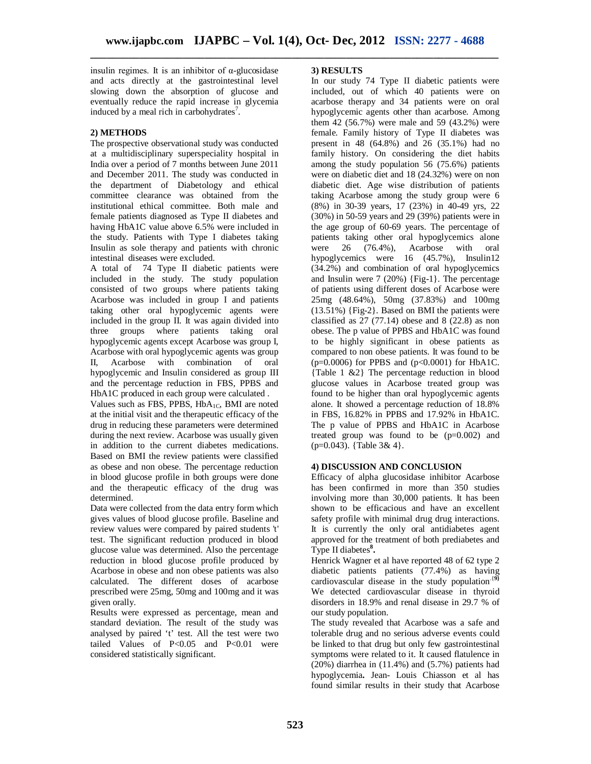insulin regimes. It is an inhibitor of α-glucosidase and acts directly at the gastrointestinal level slowing down the absorption of glucose and eventually reduce the rapid increase in glycemia induced by a meal rich in carbohydrates[7].

## 2) METHODS

The prospective observational study was conducted at a multidisciplinary superspeciality hospital in India over a period of 7 months between June 2011 and December 2011. The study was conducted in the department of Diabetology and ethical committee clearance was obtained from the institutional ethical committee. Both male and female patients diagnosed as Type II diabetes and having HbA1C value above 6.5% were included in the study. Patients with Type I diabetes taking Insulin as sole therapy and patients with chronic intestinal diseases were excluded.

A total of 74 Type II diabetic patients were included in the study. The study population consisted of two groups where patients taking Acarbose was included in group I and patients taking other oral hypoglycemic agents were included in the group II. It was again divided into three groups where patients taking oral hypoglycemic agents except Acarbose was group I, Acarbose with oral hypoglycemic agents was group II, Acarbose with combination of oral hypoglycemic and Insulin considered as group III and the percentage reduction in FBS, PPBS and HbA1C produced in each group were calculated .

Values such as FBS, PPBS, $HbA_{1C}$, BMI are noted at the initial visit and the therapeutic efficacy of the drug in reducing these parameters were determined during the next review. Acarbose was usually given in addition to the current diabetes medications. Based on BMI the review patients were classified as obese and non obese. The percentage reduction in blood glucose profile in both groups were done and the therapeutic efficacy of the drug was determined.

Data were collected from the data entry form which gives values of blood glucose profile. Baseline and review values were compared by paired students 't' test. The significant reduction produced in blood glucose value was determined. Also the percentage reduction in blood glucose profile produced by Acarbose in obese and non obese patients was also calculated. The different doses of acarbose prescribed were 25mg, 50mg and 100mg and it was given orally.

Results were expressed as percentage, mean and standard deviation. The result of the study was analysed by paired 't' test. All the test were two tailed Values of $P<0.05$ and $P<0.01$ were considered statistically significant.

## 3) RESULTS

In our study 74 Type II diabetic patients were included, out of which 40 patients were on acarbose therapy and 34 patients were on oral hypoglycemic agents other than acarbose. Among them 42 (56.7%) were male and 59 (43.2%) were female. Family history of Type II diabetes was present in 48 (64.8%) and 26 (35.1%) had no family history. On considering the diet habits among the study population 56 (75.6%) patients were on diabetic diet and 18 (24.32%) were on non diabetic diet. Age wise distribution of patients taking Acarbose among the study group were 6 (8%) in 30-39 years, 17 (23%) in 40-49 yrs, 22 (30%) in 50-59 years and 29 (39%) patients were in the age group of 60-69 years. The percentage of patients taking other oral hypoglycemics alone were 26 (76.4%), Acarbose with oral hypoglycemics were 16 (45.7%), Insulin12 (34.2%) and combination of oral hypoglycemics and Insulin were 7 (20%) {Fig-1}. The percentage of patients using different doses of Acarbose were 25mg (48.64%), 50mg (37.83%) and 100mg (13.51%) {Fig-2}. Based on BMI the patients were classified as 27 (77.14) obese and 8 (22.8) as non obese. The p value of PPBS and HbA1C was found to be highly significant in obese patients as compared to non obese patients. It was found to be ($p=0.0006$) for PPBS and ($p<0.0001$) for HbA1C. {Table 1 &2} The percentage reduction in blood glucose values in Acarbose treated group was found to be higher than oral hypoglycemic agents alone. It showed a percentage reduction of 18.8% in FBS, 16.82% in PPBS and 17.92% in HbA1C. The p value of PPBS and HbA1C in Acarbose treated group was found to be ($p=0.002$) and ($p=0.043$). {Table 3& 4}.

## 4) DISCUSSION AND CONCLUSION

Efficacy of alpha glucosidase inhibitor Acarbose has been confirmed in more than 350 studies involving more than 30,000 patients. It has been shown to be efficacious and have an excellent safety profile with minimal drug drug interactions. It is currently the only oral antidiabetes agent approved for the treatment of both prediabetes and Type II diabetes[8].

Henrick Wagner et al have reported 48 of 62 type 2 diabetic patients patients (77.4%) as having cardiovascular disease in the study population.[9] We detected cardiovascular disease in thyroid disorders in 18.9% and renal disease in 29.7 % of our study population.

The study revealed that Acarbose was a safe and tolerable drug and no serious adverse events could be linked to that drug but only few gastrointestinal symptoms were related to it. It caused flatulence in (20%) diarrhea in (11.4%) and (5.7%) patients had hypoglycemia. Jean- Louis Chiasson et al has found similar results in their study that Acarbose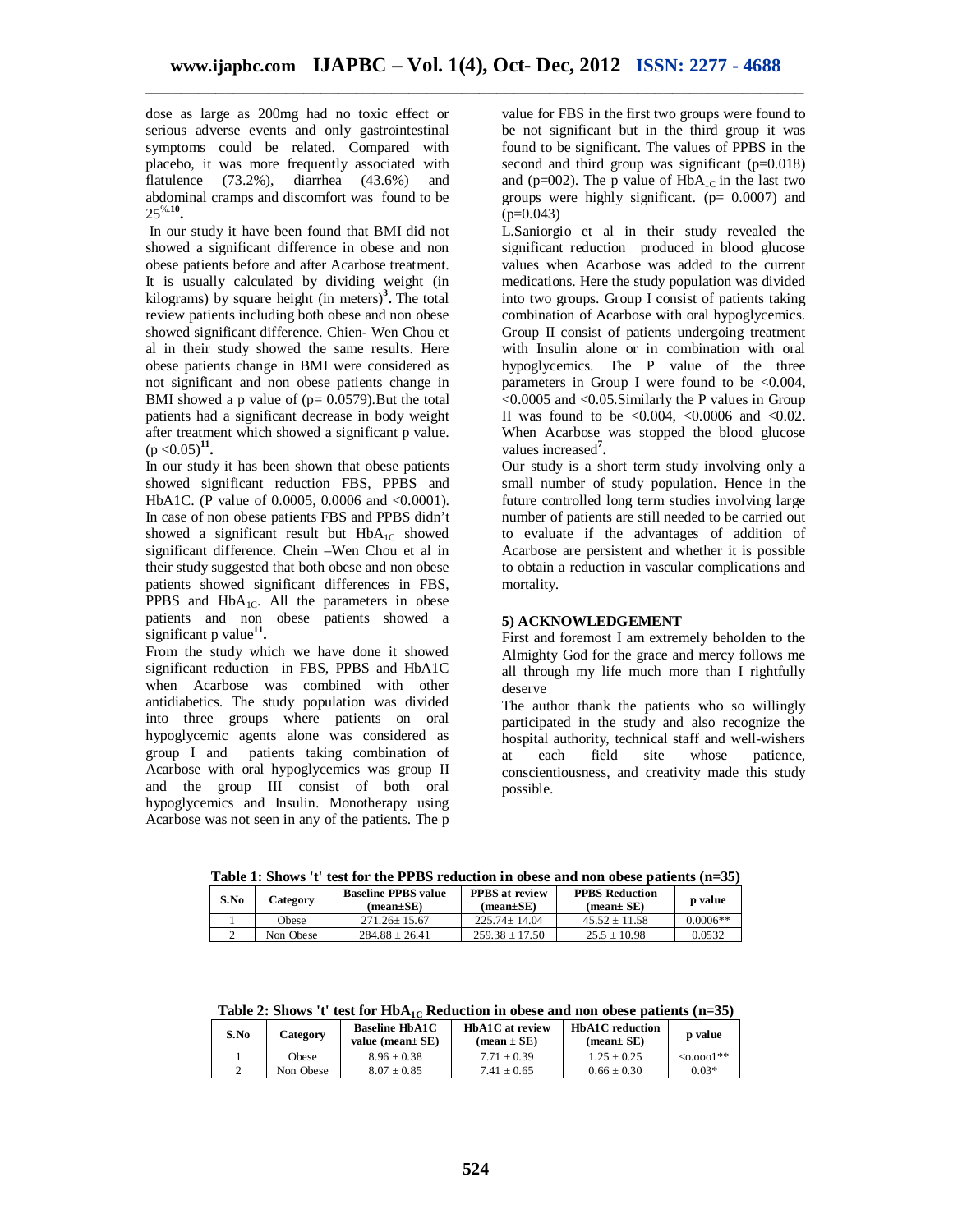dose as large as 200mg had no toxic effect or serious adverse events and only gastrointestinal symptoms could be related. Compared with placebo, it was more frequently associated with flatulence (73.2%), diarrhea (43.6%) and abdominal cramps and discomfort was found to be 25%.[10].

In our study it have been found that BMI did not showed a significant difference in obese and non obese patients before and after Acarbose treatment. It is usually calculated by dividing weight (in kilograms) by square height (in meters)[3]. The total review patients including both obese and non obese showed significant difference. Chien- Wen Chou et al in their study showed the same results. Here obese patients change in BMI were considered as not significant and non obese patients change in BMI showed a p value of (p= 0.0579).But the total patients had a significant decrease in body weight after treatment which showed a significant p value. ($p < 0.05$)[11].

In our study it has been shown that obese patients showed significant reduction FBS, PPBS and HbA1C. (P value of 0.0005, 0.0006 and <0.0001). In case of non obese patients FBS and PPBS didn't showed a significant result but $HbA_{1C}$ showed significant difference. Chein –Wen Chou et al in their study suggested that both obese and non obese patients showed significant differences in FBS, PPBS and $HbA_{1C}$. All the parameters in obese patients and non obese patients showed a significant p value[11].

From the study which we have done it showed significant reduction in FBS, PPBS and HbA1C when Acarbose was combined with other antidiabetics. The study population was divided into three groups where patients on oral hypoglycemic agents alone was considered as group I and patients taking combination of Acarbose with oral hypoglycemics was group II and the group III consist of both oral hypoglycemics and Insulin. Monotherapy using Acarbose was not seen in any of the patients. The p value for FBS in the first two groups were found to be not significant but in the third group it was found to be significant. The values of PPBS in the second and third group was significant (p=0.018) and (p=002). The p value of $HbA_{1C}$ in the last two groups were highly significant. (p= 0.0007) and (p=0.043)

L.Saniorgio et al in their study revealed the significant reduction produced in blood glucose values when Acarbose was added to the current medications. Here the study population was divided into two groups. Group I consist of patients taking combination of Acarbose with oral hypoglycemics. Group II consist of patients undergoing treatment with Insulin alone or in combination with oral hypoglycemics. The P value of the three parameters in Group I were found to be <0.004, <0.0005 and <0.05.Similarly the P values in Group II was found to be <0.004, <0.0006 and <0.02. When Acarbose was stopped the blood glucose values increased[7].

Our study is a short term study involving only a small number of study population. Hence in the future controlled long term studies involving large number of patients are still needed to be carried out to evaluate if the advantages of addition of Acarbose are persistent and whether it is possible to obtain a reduction in vascular complications and mortality.

## 5) ACKNOWLEDGEMENT

First and foremost I am extremely beholden to the Almighty God for the grace and mercy follows me all through my life much more than I rightfully deserve

The author thank the patients who so willingly participated in the study and also recognize the hospital authority, technical staff and well-wishers at each field site whose patience, conscientiousness, and creativity made this study possible.

**Table 1: Shows 't' test for the PPBS reduction in obese and non obese patients (n=35)**

| S.No | Category | Baseline PPBS value (mean±SE) | PPBS at review (mean±SE) | PPBS Reduction (mean± SE) | p value |
|---|---|---|---|---|---|
| 1 | Obese | 271.26± 15.67 | 225.74± 14.04 | 45.52 ± 11.58 | 0.0006** |
| 2 | Non Obese | 284.88 ± 26.41 | 259.38 ± 17.50 | 25.5 ± 10.98 | 0.0532 |

**Table 2: Shows 't' test for $HbA_{1C}$ Reduction in obese and non obese patients (n=35)**

| S.No | Category | Baseline HbA1C value (mean± SE) | HbA1C at review (mean ± SE) | HbA1C reduction (mean± SE) | p value |
|---|---|---|---|---|---|
| 1 | Obese | 8.96 ± 0.38 | 7.71 ± 0.39 | 1.25 ± 0.25 | <o.ooo1** |
| 2 | Non Obese | 8.07 ± 0.85 | 7.41 ± 0.65 | 0.66 ± 0.30 | 0.03* |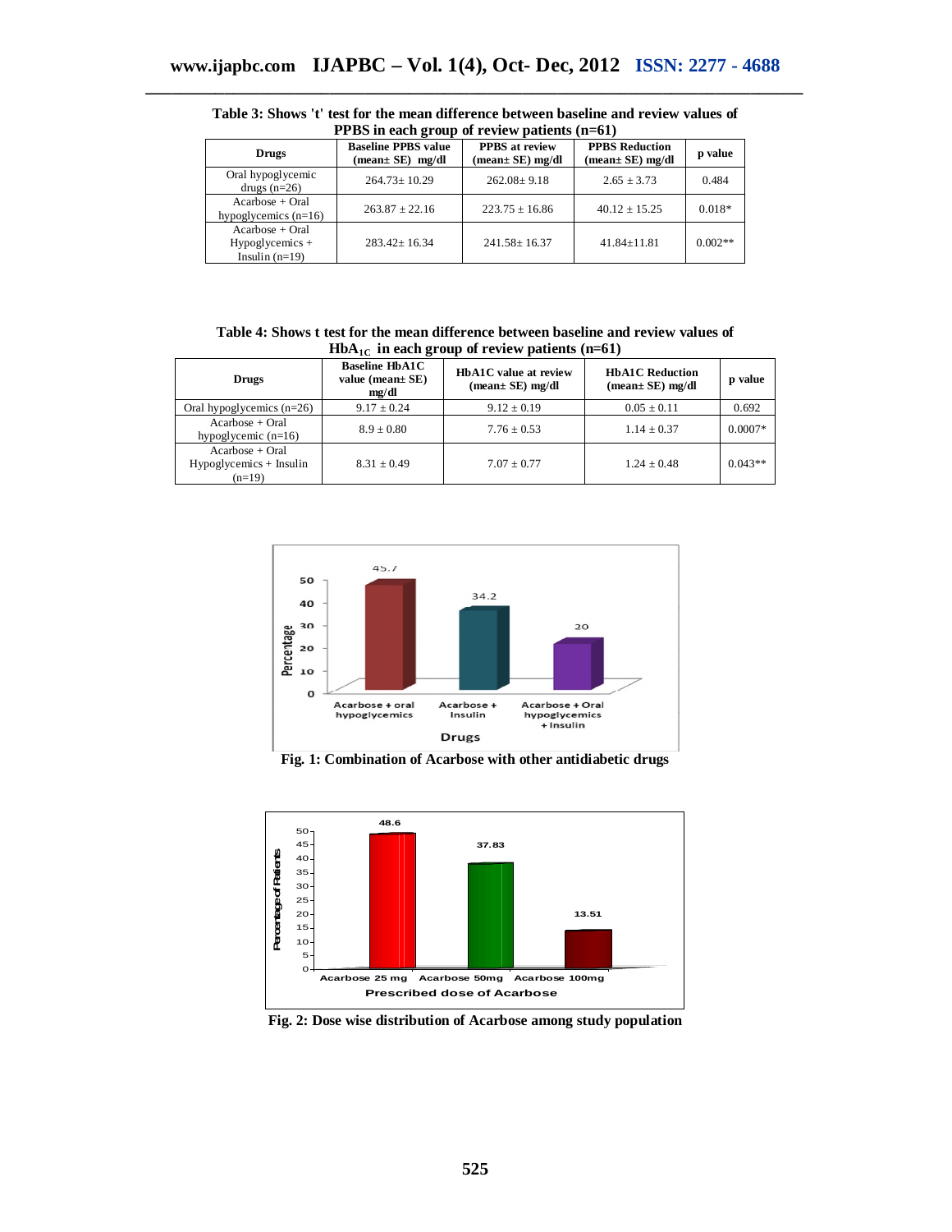**Table 3: Shows 't' test for the mean difference between baseline and review values of PPBS in each group of review patients (n=61)**

| Drugs | Baseline PPBS value (mean± SE) mg/dl | PPBS at review (mean± SE) mg/dl | PPBS Reduction (mean± SE) mg/dl | p value |
|---|---|---|---|---|
| Oral hypoglycemic drugs (n=26) | 264.73± 10.29 | 262.08± 9.18 | 2.65 ± 3.73 | 0.484 |
| Acarbose + Oral hypoglycemics (n=16) | 263.87 ± 22.16 | 223.75 ± 16.86 | 40.12 ± 15.25 | 0.018* |
| Acarbose + Oral Hypoglycemics + Insulin (n=19) | 283.42± 16.34 | 241.58± 16.37 | 41.84±11.81 | 0.002** |

**Table 4: Shows t test for the mean difference between baseline and review values of $HbA_{1C}$ in each group of review patients (n=61)**

| Drugs | Baseline HbA1C value (mean± SE) mg/dl | HbA1C value at review (mean± SE) mg/dl | HbA1C Reduction (mean± SE) mg/dl | p value |
|---|---|---|---|---|
| Oral hypoglycemics (n=26) | 9.17 ± 0.24 | 9.12 ± 0.19 | 0.05 ± 0.11 | 0.692 |
| Acarbose + Oral hypoglycemic (n=16) | 8.9 ± 0.80 | 7.76 ± 0.53 | 1.14 ± 0.37 | 0.0007* |
| Acarbose + Oral Hypoglycemics + Insulin (n=19) | 8.31 ± 0.49 | 7.07 ± 0.77 | 1.24 ± 0.48 | 0.043** |

**Fig. 1: Combination of Acarbose with other antidiabetic drugs**

**Fig. 2: Dose wise distribution of Acarbose among study population**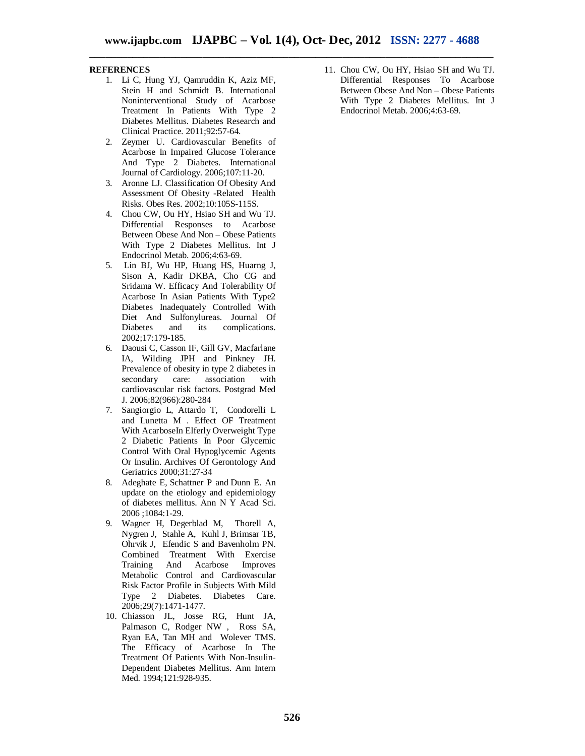**REFERENCES**

1. Li C, Hung YJ, Qamruddin K, Aziz MF, Stein H and Schmidt B. International Noninterventional Study of Acarbose Treatment In Patients With Type 2 Diabetes Mellitus. Diabetes Research and Clinical Practice. 2011;92:57-64.
2. Zeymer U. Cardiovascular Benefits of Acarbose In Impaired Glucose Tolerance And Type 2 Diabetes. International Journal of Cardiology. 2006;107:11-20.
3. Aronne LJ. Classification Of Obesity And Assessment Of Obesity -Related Health Risks. Obes Res. 2002;10:105S-115S.
4. Chou CW, Ou HY, Hsiao SH and Wu TJ. Differential Responses to Acarbose Between Obese And Non – Obese Patients With Type 2 Diabetes Mellitus. Int J Endocrinol Metab. 2006;4:63-69.
5. Lin BJ, Wu HP, Huang HS, Huarng J, Sison A, Kadir DKBA, Cho CG and Sridama W. Efficacy And Tolerability Of Acarbose In Asian Patients With Type2 Diabetes Inadequately Controlled With Diet And Sulfonylureas. Journal Of Diabetes and its complications. 2002;17:179-185.
6. Daousi C, Casson IF, Gill GV, Macfarlane IA, Wilding JPH and Pinkney JH. Prevalence of obesity in type 2 diabetes in secondary care: association with cardiovascular risk factors. Postgrad Med J. 2006;82(966):280-284
7. Sangiorgio L, Attardo T, Condorelli L and Lunetta M . Effect OF Treatment With AcarboseIn Elferly Overweight Type 2 Diabetic Patients In Poor Glycemic Control With Oral Hypoglycemic Agents Or Insulin. Archives Of Gerontology And Geriatrics 2000;31:27-34
8. Adeghate E, Schattner P and Dunn E. An update on the etiology and epidemiology of diabetes mellitus. Ann N Y Acad Sci. 2006 ;1084:1-29.
9. Wagner H, Degerblad M, Thorell A, Nygren J, Stahle A, Kuhl J, Brimsar TB, Ohrvik J, Efendic S and Bavenholm PN. Combined Treatment With Exercise Training And Acarbose Improves Metabolic Control and Cardiovascular Risk Factor Profile in Subjects With Mild Type 2 Diabetes. Diabetes Care. 2006;29(7):1471-1477.
10. Chiasson JL, Josse RG, Hunt JA, Palmason C, Rodger NW , Ross SA, Ryan EA, Tan MH and Wolever TMS. The Efficacy of Acarbose In The Treatment Of Patients With Non-Insulin-Dependent Diabetes Mellitus. Ann Intern Med. 1994;121:928-935.
11. Chou CW, Ou HY, Hsiao SH and Wu TJ. Differential Responses To Acarbose Between Obese And Non – Obese Patients With Type 2 Diabetes Mellitus. Int J Endocrinol Metab. 2006;4:63-69.